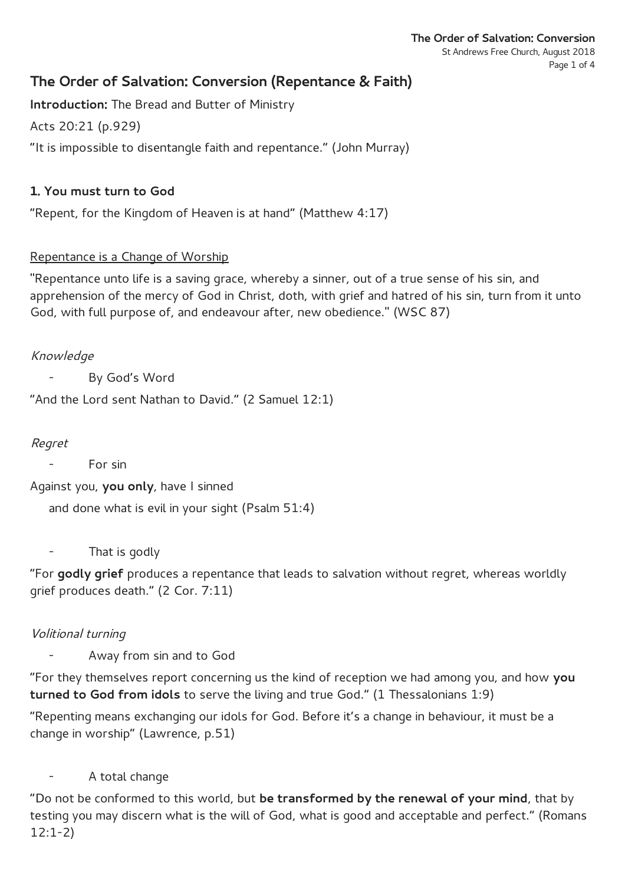# The Order of Salvation: Conversion (Repentance & Faith)

**Introduction:** The Bread and Butter of Ministry

Acts 20:21 (p.929)

"It is impossible to disentangle faith and repentance." (John Murray)

## 1. You must turn to God

"Repent, for the Kingdom of Heaven is at hand" (Matthew 4:17)

### Repentance is a Change of Worship

"Repentance unto life is a saving grace, whereby a sinner, out of a true sense of his sin, and apprehension of the mercy of God in Christ, doth, with grief and hatred of his sin, turn from it unto God, with full purpose of, and endeavour after, new obedience." (WSC 87)

*Knowledge*

- By God's Word

"And the Lord sent Nathan to David." (2 Samuel 12:1)

*Regret*

- For sin

Against you, **you only**, have I sinned
  and done what is evil in your sight (Psalm 51:4)

- That is godly

"For **godly grief** produces a repentance that leads to salvation without regret, whereas worldly grief produces death." (2 Cor. 7:11)

*Volitional turning*

- Away from sin and to God

"For they themselves report concerning us the kind of reception we had among you, and how **you turned to God from idols** to serve the living and true God." (1 Thessalonians 1:9)

"Repenting means exchanging our idols for God. Before it's a change in behaviour, it must be a change in worship" (Lawrence, p.51)

- A total change

"Do not be conformed to this world, but **be transformed by the renewal of your mind**, that by testing you may discern what is the will of God, what is good and acceptable and perfect." (Romans 12:1-2)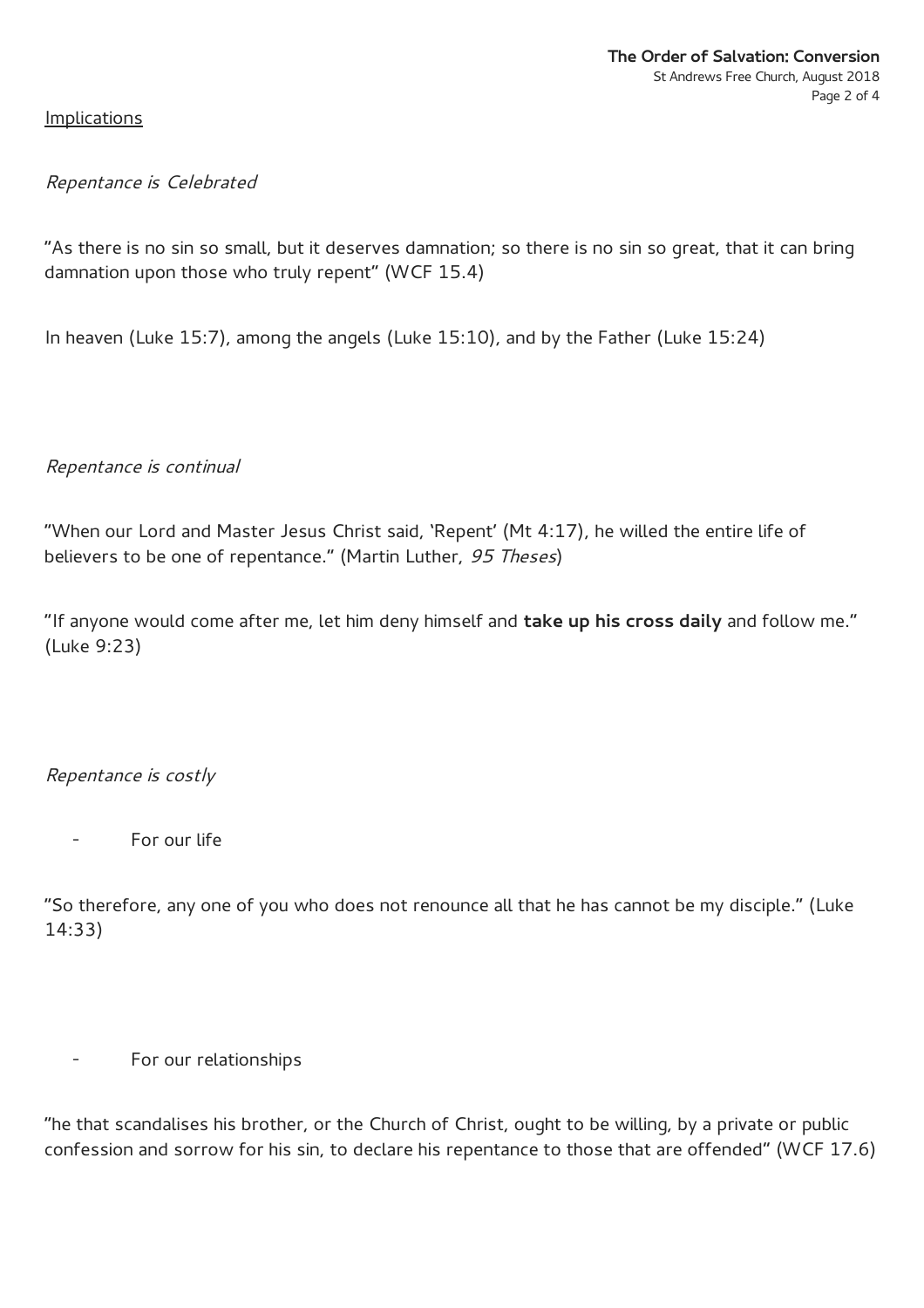Implications

*Repentance is Celebrated*

"As there is no sin so small, but it deserves damnation; so there is no sin so great, that it can bring damnation upon those who truly repent" (WCF 15.4)

In heaven (Luke 15:7), among the angels (Luke 15:10), and by the Father (Luke 15:24)

*Repentance is continual*

"When our Lord and Master Jesus Christ said, 'Repent' (Mt 4:17), he willed the entire life of believers to be one of repentance." (Martin Luther, *95 Theses*)

"If anyone would come after me, let him deny himself and **take up his cross daily** and follow me." (Luke 9:23)

*Repentance is costly*

- For our life

"So therefore, any one of you who does not renounce all that he has cannot be my disciple." (Luke 14:33)

- For our relationships

"he that scandalises his brother, or the Church of Christ, ought to be willing, by a private or public confession and sorrow for his sin, to declare his repentance to those that are offended" (WCF 17.6)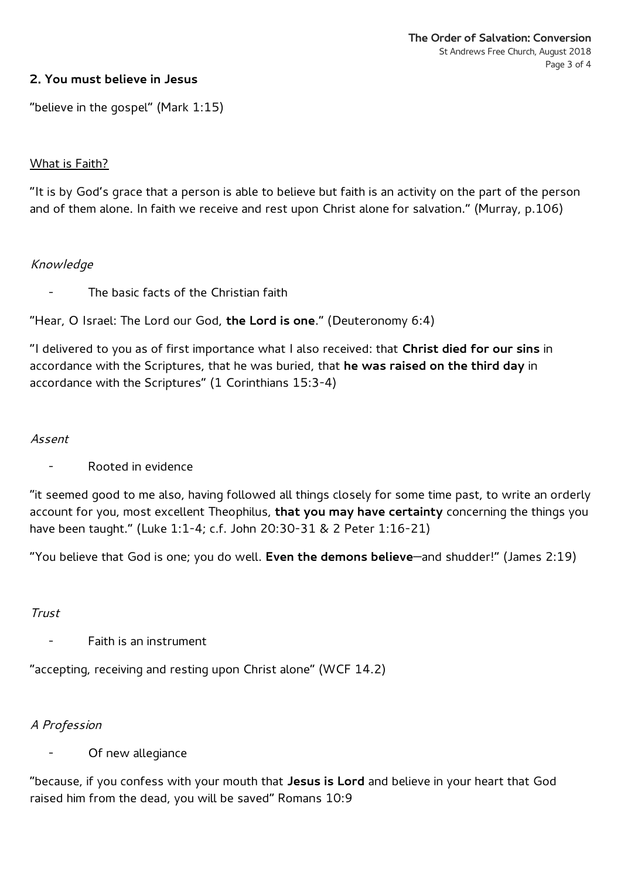## 2. You must believe in Jesus

"believe in the gospel" (Mark 1:15)

<u>What is Faith?</u>

"It is by God's grace that a person is able to believe but faith is an activity on the part of the person and of them alone. In faith we receive and rest upon Christ alone for salvation." (Murray, p.106)

*Knowledge*

- The basic facts of the Christian faith

"Hear, O Israel: The Lord our God, **the Lord is one**." (Deuteronomy 6:4)

"I delivered to you as of first importance what I also received: that **Christ died for our sins** in accordance with the Scriptures, that he was buried, that **he was raised on the third day** in accordance with the Scriptures" (1 Corinthians 15:3-4)

*Assent*

- Rooted in evidence

"it seemed good to me also, having followed all things closely for some time past, to write an orderly account for you, most excellent Theophilus, **that you may have certainty** concerning the things you have been taught." (Luke 1:1-4; c.f. John 20:30-31 & 2 Peter 1:16-21)

"You believe that God is one; you do well. **Even the demons believe**—and shudder!" (James 2:19)

*Trust*

- Faith is an instrument

"accepting, receiving and resting upon Christ alone" (WCF 14.2)

*A Profession*

- Of new allegiance

"because, if you confess with your mouth that **Jesus is Lord** and believe in your heart that God raised him from the dead, you will be saved" Romans 10:9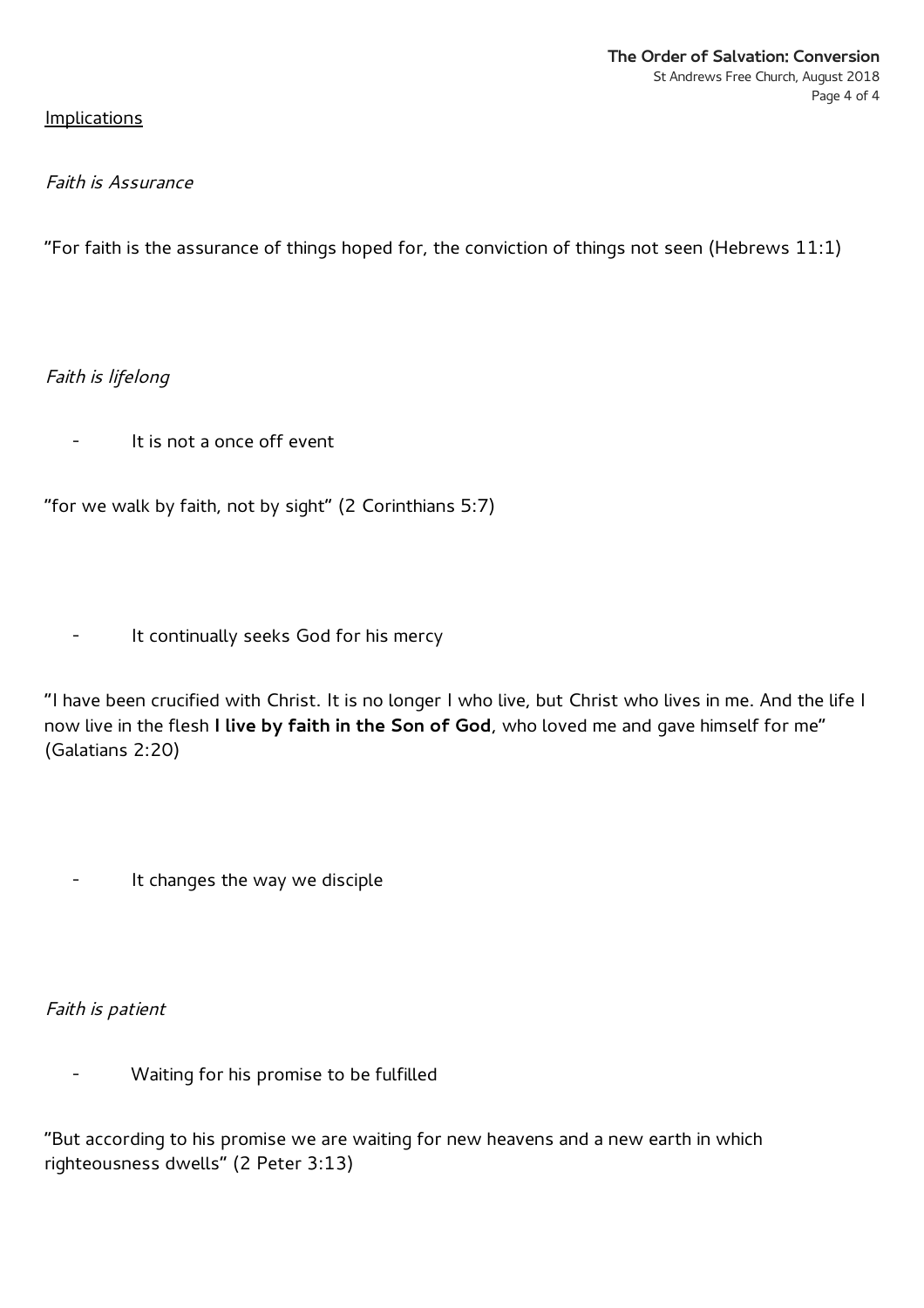<u>Implications</u>

*Faith is Assurance*

"For faith is the assurance of things hoped for, the conviction of things not seen (Hebrews 11:1)

*Faith is lifelong*

- It is not a once off event

"for we walk by faith, not by sight" (2 Corinthians 5:7)

- It continually seeks God for his mercy

"I have been crucified with Christ. It is no longer I who live, but Christ who lives in me. And the life I now live in the flesh **I live by faith in the Son of God**, who loved me and gave himself for me" (Galatians 2:20)

- It changes the way we disciple

*Faith is patient*

- Waiting for his promise to be fulfilled

"But according to his promise we are waiting for new heavens and a new earth in which righteousness dwells" (2 Peter 3:13)